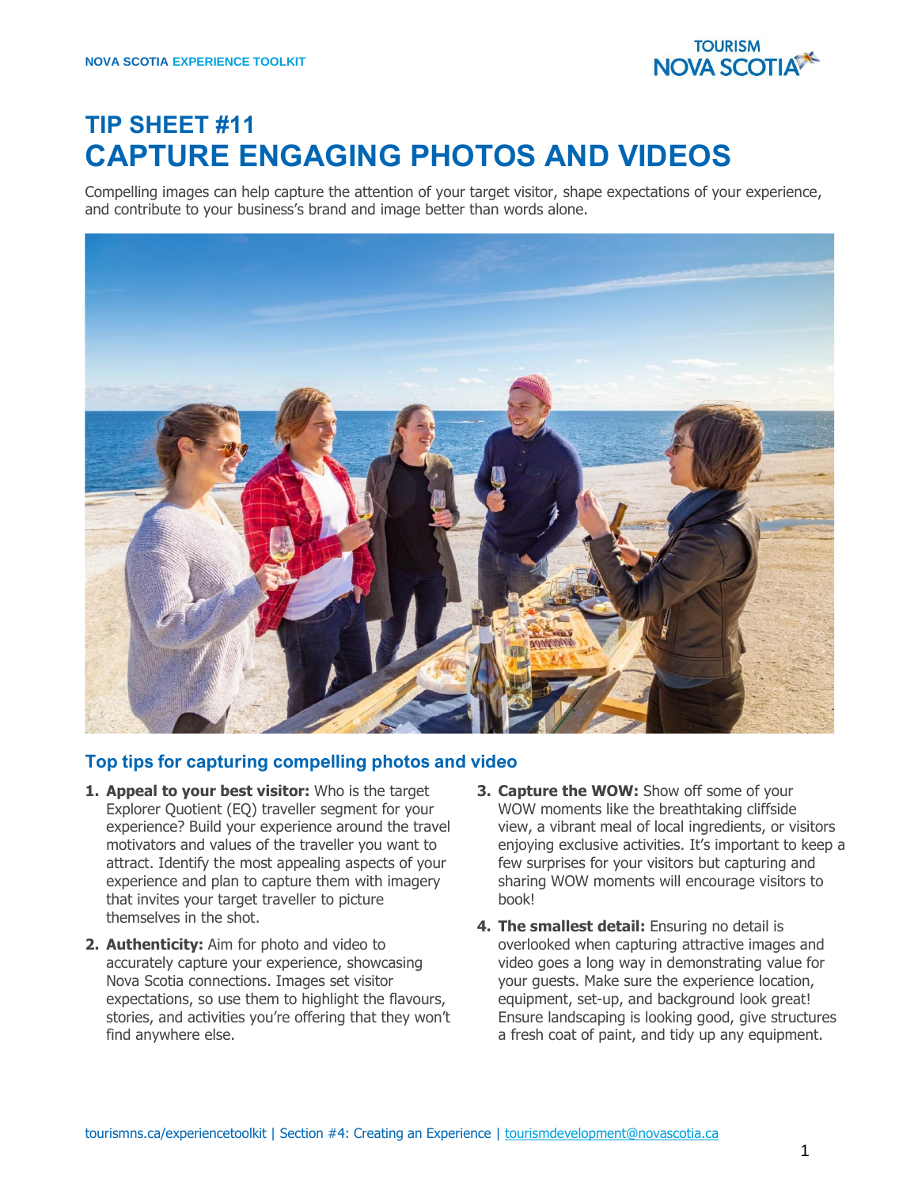# TIP SHEET #11
# CAPTURE ENGAGING PHOTOS AND VIDEOS

Compelling images can help capture the attention of your target visitor, shape expectations of your experience, and contribute to your business's brand and image better than words alone.

## Top tips for capturing compelling photos and video

1. **Appeal to your best visitor:** Who is the target Explorer Quotient (EQ) traveller segment for your experience? Build your experience around the travel motivators and values of the traveller you want to attract. Identify the most appealing aspects of your experience and plan to capture them with imagery that invites your target traveller to picture themselves in the shot.
2. **Authenticity:** Aim for photo and video to accurately capture your experience, showcasing Nova Scotia connections. Images set visitor expectations, so use them to highlight the flavours, stories, and activities you're offering that they won't find anywhere else.
3. **Capture the WOW:** Show off some of your WOW moments like the breathtaking cliffside view, a vibrant meal of local ingredients, or visitors enjoying exclusive activities. It's important to keep a few surprises for your visitors but capturing and sharing WOW moments will encourage visitors to book!
4. **The smallest detail:** Ensuring no detail is overlooked when capturing attractive images and video goes a long way in demonstrating value for your guests. Make sure the experience location, equipment, set-up, and background look great! Ensure landscaping is looking good, give structures a fresh coat of paint, and tidy up any equipment.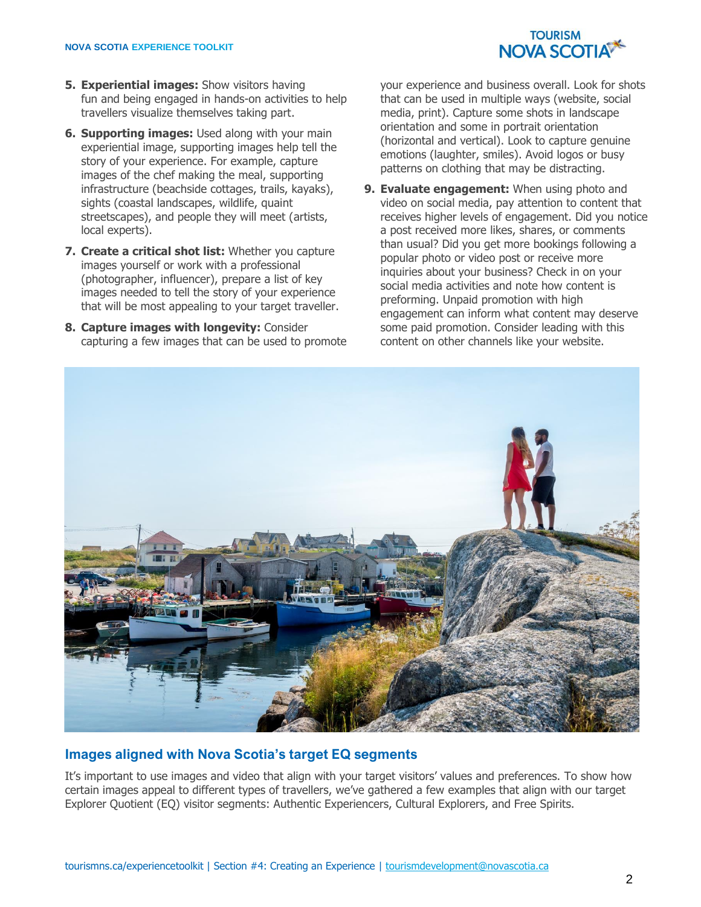5. **Experiential images:** Show visitors having fun and being engaged in hands-on activities to help travellers visualize themselves taking part.
6. **Supporting images:** Used along with your main experiential image, supporting images help tell the story of your experience. For example, capture images of the chef making the meal, supporting infrastructure (beachside cottages, trails, kayaks), sights (coastal landscapes, wildlife, quaint streetscapes), and people they will meet (artists, local experts).
7. **Create a critical shot list:** Whether you capture images yourself or work with a professional (photographer, influencer), prepare a list of key images needed to tell the story of your experience that will be most appealing to your target traveller.
8. **Capture images with longevity:** Consider capturing a few images that can be used to promote your experience and business overall. Look for shots that can be used in multiple ways (website, social media, print). Capture some shots in landscape orientation and some in portrait orientation (horizontal and vertical). Look to capture genuine emotions (laughter, smiles). Avoid logos or busy patterns on clothing that may be distracting.
9. **Evaluate engagement:** When using photo and video on social media, pay attention to content that receives higher levels of engagement. Did you notice a post received more likes, shares, or comments than usual? Did you get more bookings following a popular photo or video post or receive more inquiries about your business? Check in on your social media activities and note how content is preforming. Unpaid promotion with high engagement can inform what content may deserve some paid promotion. Consider leading with this content on other channels like your website.

## Images aligned with Nova Scotia's target EQ segments

It's important to use images and video that align with your target visitors' values and preferences. To show how certain images appeal to different types of travellers, we've gathered a few examples that align with our target Explorer Quotient (EQ) visitor segments: Authentic Experiencers, Cultural Explorers, and Free Spirits.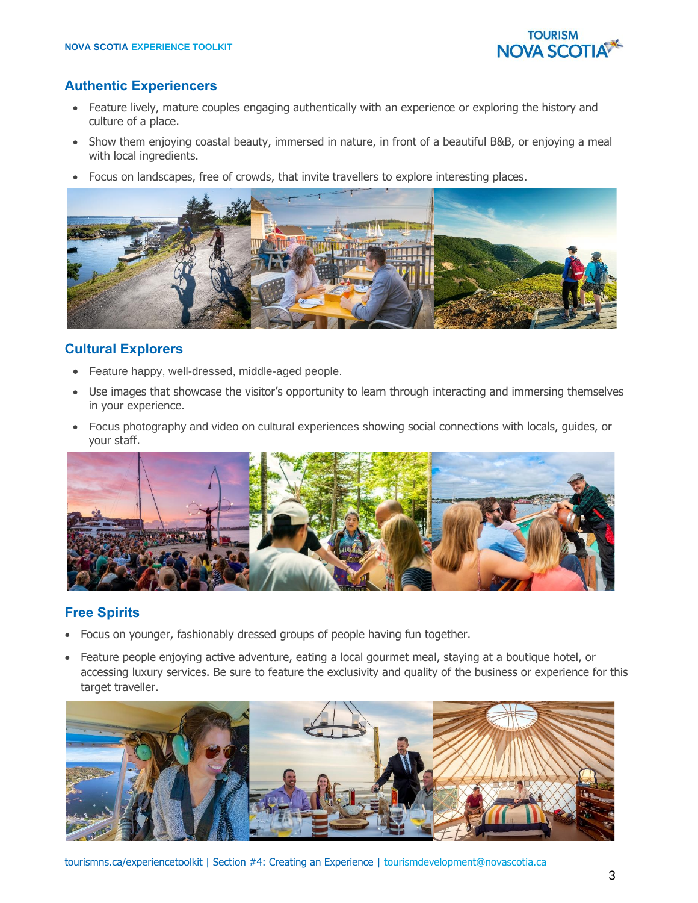## Authentic Experiencers

- Feature lively, mature couples engaging authentically with an experience or exploring the history and culture of a place.
- Show them enjoying coastal beauty, immersed in nature, in front of a beautiful B&B, or enjoying a meal with local ingredients.
- Focus on landscapes, free of crowds, that invite travellers to explore interesting places.

## Cultural Explorers

- Feature happy, well-dressed, middle-aged people.
- Use images that showcase the visitor's opportunity to learn through interacting and immersing themselves in your experience.
- Focus photography and video on cultural experiences showing social connections with locals, guides, or your staff.

## Free Spirits

- Focus on younger, fashionably dressed groups of people having fun together.
- Feature people enjoying active adventure, eating a local gourmet meal, staying at a boutique hotel, or accessing luxury services. Be sure to feature the exclusivity and quality of the business or experience for this target traveller.